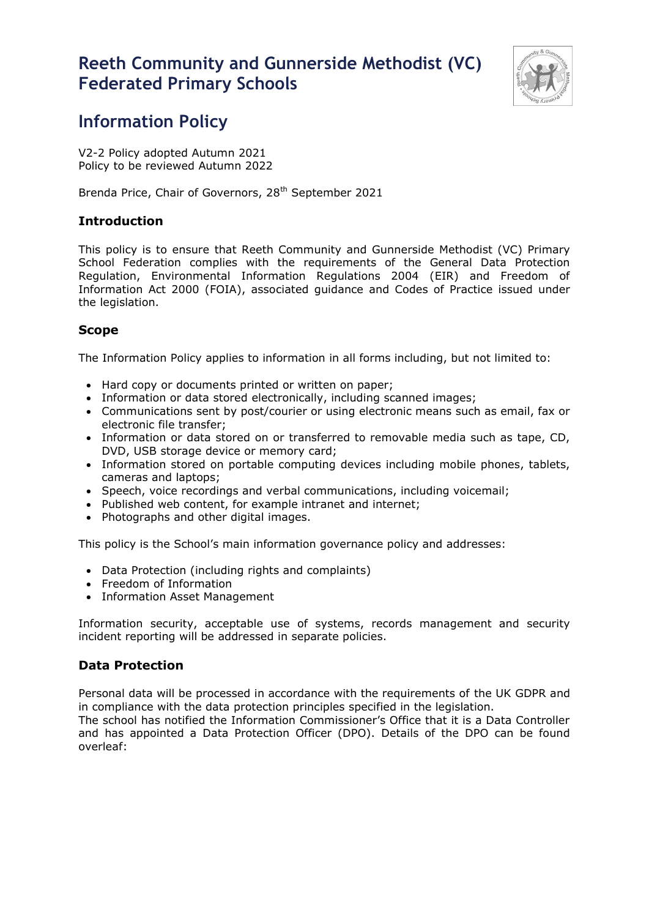# Reeth Community and Gunnerside Methodist (VC) Federated Primary Schools

## Information Policy

V2-2 Policy adopted Autumn 2021
Policy to be reviewed Autumn 2022

Brenda Price, Chair of Governors, 28th September 2021

### Introduction

This policy is to ensure that Reeth Community and Gunnerside Methodist (VC) Primary School Federation complies with the requirements of the General Data Protection Regulation, Environmental Information Regulations 2004 (EIR) and Freedom of Information Act 2000 (FOIA), associated guidance and Codes of Practice issued under the legislation.

### Scope

The Information Policy applies to information in all forms including, but not limited to:

- Hard copy or documents printed or written on paper;
- Information or data stored electronically, including scanned images;
- Communications sent by post/courier or using electronic means such as email, fax or electronic file transfer;
- Information or data stored on or transferred to removable media such as tape, CD, DVD, USB storage device or memory card;
- Information stored on portable computing devices including mobile phones, tablets, cameras and laptops;
- Speech, voice recordings and verbal communications, including voicemail;
- Published web content, for example intranet and internet;
- Photographs and other digital images.

This policy is the School's main information governance policy and addresses:

- Data Protection (including rights and complaints)
- Freedom of Information
- Information Asset Management

Information security, acceptable use of systems, records management and security incident reporting will be addressed in separate policies.

### Data Protection

Personal data will be processed in accordance with the requirements of the UK GDPR and in compliance with the data protection principles specified in the legislation.
The school has notified the Information Commissioner's Office that it is a Data Controller and has appointed a Data Protection Officer (DPO). Details of the DPO can be found overleaf: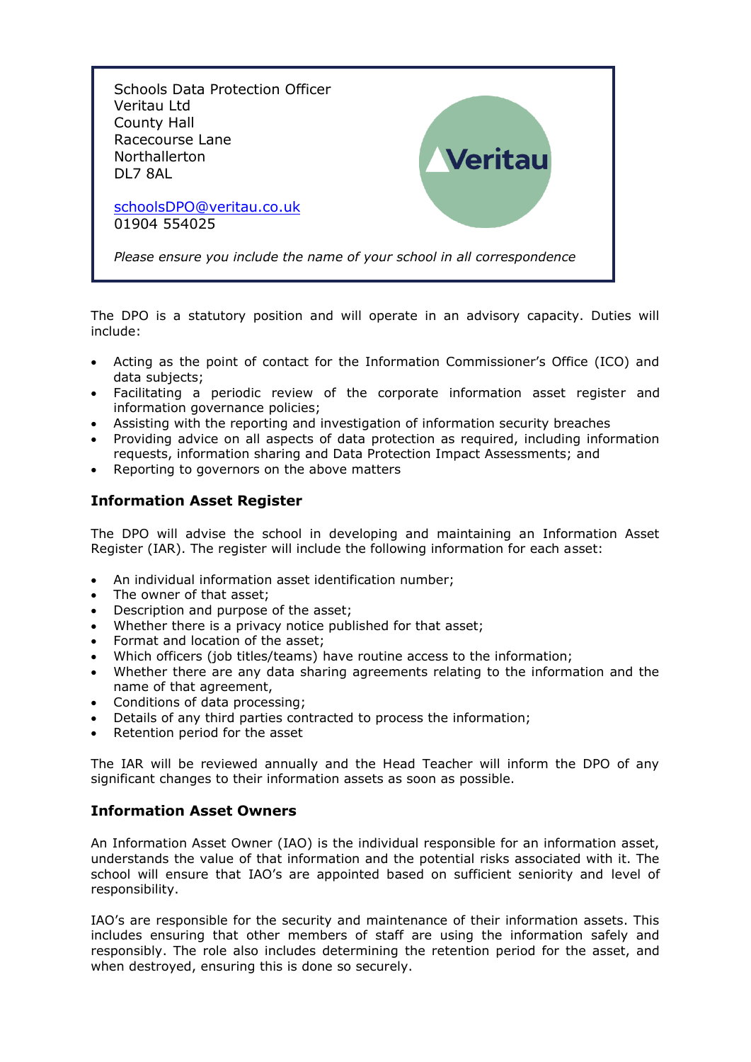Schools Data Protection Officer
Veritau Ltd
County Hall
Racecourse Lane
Northallerton
DL7 8AL

[schoolsDPO@veritau.co.uk](mailto:schoolsDPO@veritau.co.uk)
01904 554025

*Please ensure you include the name of your school in all correspondence*

The DPO is a statutory position and will operate in an advisory capacity. Duties will include:

- Acting as the point of contact for the Information Commissioner's Office (ICO) and data subjects;
- Facilitating a periodic review of the corporate information asset register and information governance policies;
- Assisting with the reporting and investigation of information security breaches
- Providing advice on all aspects of data protection as required, including information requests, information sharing and Data Protection Impact Assessments; and
- Reporting to governors on the above matters

## Information Asset Register

The DPO will advise the school in developing and maintaining an Information Asset Register (IAR). The register will include the following information for each asset:

- An individual information asset identification number;
- The owner of that asset;
- Description and purpose of the asset;
- Whether there is a privacy notice published for that asset;
- Format and location of the asset;
- Which officers (job titles/teams) have routine access to the information;
- Whether there are any data sharing agreements relating to the information and the name of that agreement,
- Conditions of data processing;
- Details of any third parties contracted to process the information;
- Retention period for the asset

The IAR will be reviewed annually and the Head Teacher will inform the DPO of any significant changes to their information assets as soon as possible.

## Information Asset Owners

An Information Asset Owner (IAO) is the individual responsible for an information asset, understands the value of that information and the potential risks associated with it. The school will ensure that IAO's are appointed based on sufficient seniority and level of responsibility.

IAO's are responsible for the security and maintenance of their information assets. This includes ensuring that other members of staff are using the information safely and responsibly. The role also includes determining the retention period for the asset, and when destroyed, ensuring this is done so securely.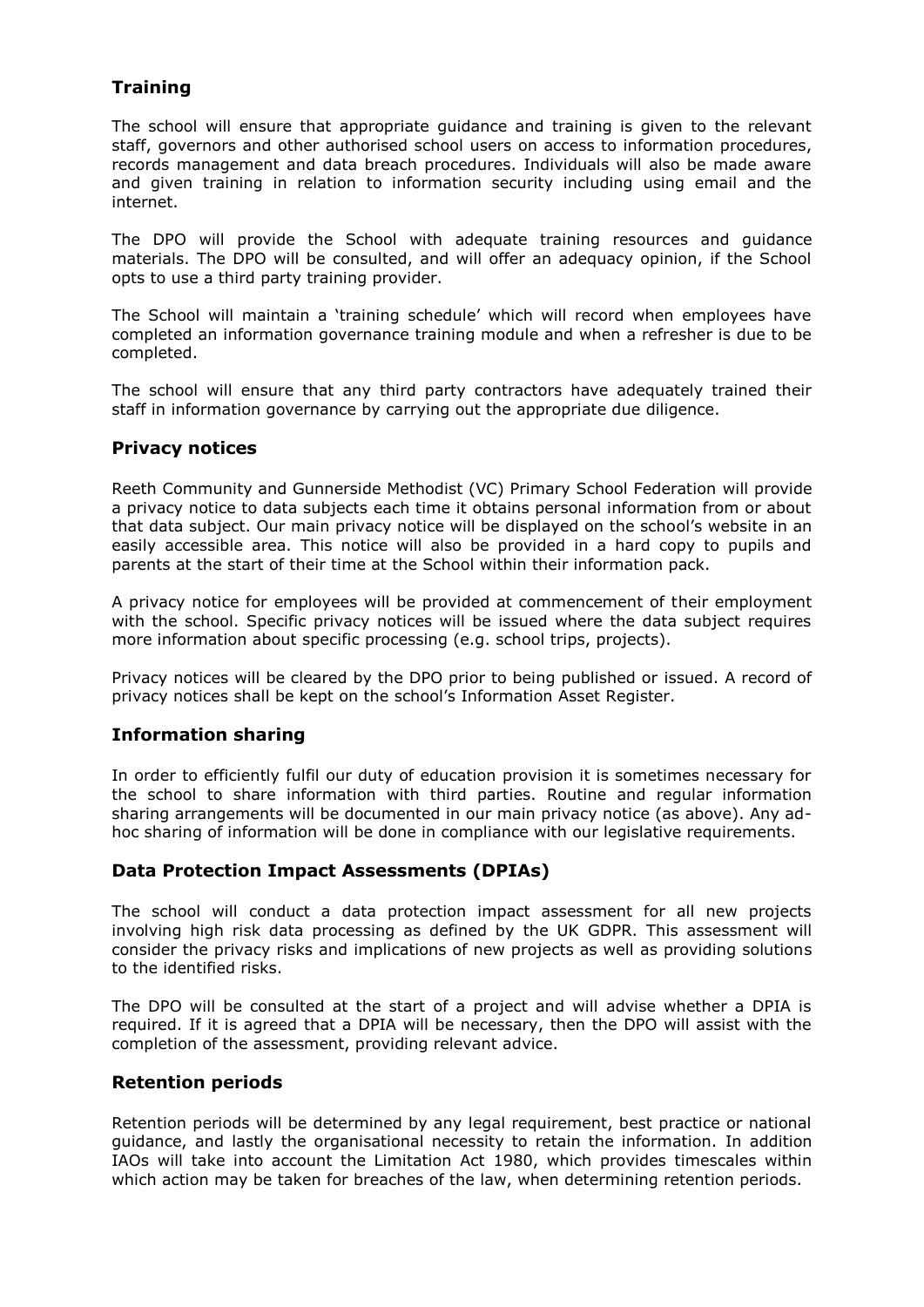## Training

The school will ensure that appropriate guidance and training is given to the relevant staff, governors and other authorised school users on access to information procedures, records management and data breach procedures. Individuals will also be made aware and given training in relation to information security including using email and the internet.

The DPO will provide the School with adequate training resources and guidance materials. The DPO will be consulted, and will offer an adequacy opinion, if the School opts to use a third party training provider.

The School will maintain a 'training schedule' which will record when employees have completed an information governance training module and when a refresher is due to be completed.

The school will ensure that any third party contractors have adequately trained their staff in information governance by carrying out the appropriate due diligence.

## Privacy notices

Reeth Community and Gunnerside Methodist (VC) Primary School Federation will provide a privacy notice to data subjects each time it obtains personal information from or about that data subject. Our main privacy notice will be displayed on the school's website in an easily accessible area. This notice will also be provided in a hard copy to pupils and parents at the start of their time at the School within their information pack.

A privacy notice for employees will be provided at commencement of their employment with the school. Specific privacy notices will be issued where the data subject requires more information about specific processing (e.g. school trips, projects).

Privacy notices will be cleared by the DPO prior to being published or issued. A record of privacy notices shall be kept on the school's Information Asset Register.

## Information sharing

In order to efficiently fulfil our duty of education provision it is sometimes necessary for the school to share information with third parties. Routine and regular information sharing arrangements will be documented in our main privacy notice (as above). Any ad-hoc sharing of information will be done in compliance with our legislative requirements.

## Data Protection Impact Assessments (DPIAs)

The school will conduct a data protection impact assessment for all new projects involving high risk data processing as defined by the UK GDPR. This assessment will consider the privacy risks and implications of new projects as well as providing solutions to the identified risks.

The DPO will be consulted at the start of a project and will advise whether a DPIA is required. If it is agreed that a DPIA will be necessary, then the DPO will assist with the completion of the assessment, providing relevant advice.

## Retention periods

Retention periods will be determined by any legal requirement, best practice or national guidance, and lastly the organisational necessity to retain the information. In addition IAOs will take into account the Limitation Act 1980, which provides timescales within which action may be taken for breaches of the law, when determining retention periods.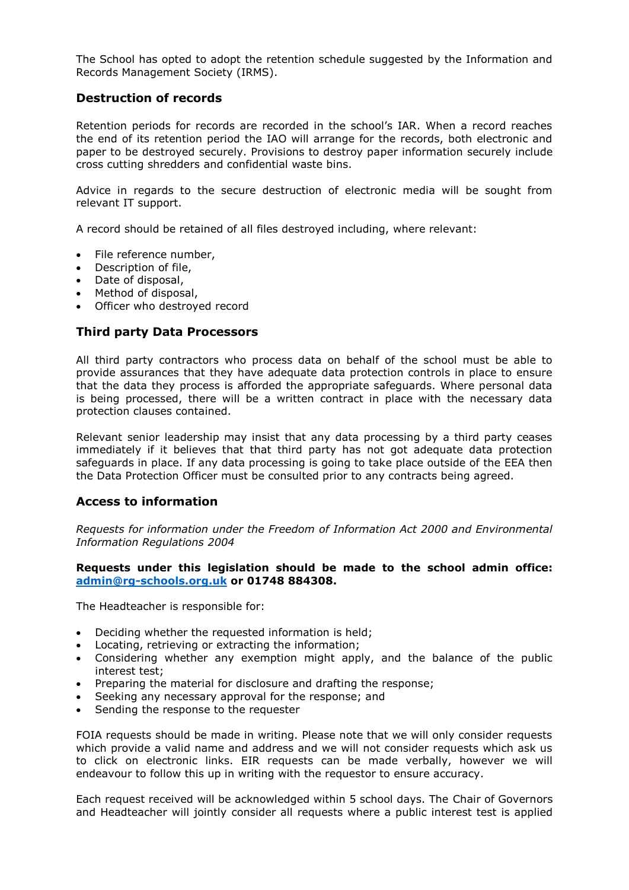The School has opted to adopt the retention schedule suggested by the Information and Records Management Society (IRMS).

### Destruction of records

Retention periods for records are recorded in the school's IAR. When a record reaches the end of its retention period the IAO will arrange for the records, both electronic and paper to be destroyed securely. Provisions to destroy paper information securely include cross cutting shredders and confidential waste bins.

Advice in regards to the secure destruction of electronic media will be sought from relevant IT support.

A record should be retained of all files destroyed including, where relevant:

- File reference number,
- Description of file,
- Date of disposal,
- Method of disposal,
- Officer who destroyed record

### Third party Data Processors

All third party contractors who process data on behalf of the school must be able to provide assurances that they have adequate data protection controls in place to ensure that the data they process is afforded the appropriate safeguards. Where personal data is being processed, there will be a written contract in place with the necessary data protection clauses contained.

Relevant senior leadership may insist that any data processing by a third party ceases immediately if it believes that that third party has not got adequate data protection safeguards in place. If any data processing is going to take place outside of the EEA then the Data Protection Officer must be consulted prior to any contracts being agreed.

### Access to information

*Requests for information under the Freedom of Information Act 2000 and Environmental Information Regulations 2004*

**Requests under this legislation should be made to the school admin office: [admin@rg-schools.org.uk](mailto:admin@rg-schools.org.uk) or 01748 884308.**

The Headteacher is responsible for:

- Deciding whether the requested information is held;
- Locating, retrieving or extracting the information;
- Considering whether any exemption might apply, and the balance of the public interest test;
- Preparing the material for disclosure and drafting the response;
- Seeking any necessary approval for the response; and
- Sending the response to the requester

FOIA requests should be made in writing. Please note that we will only consider requests which provide a valid name and address and we will not consider requests which ask us to click on electronic links. EIR requests can be made verbally, however we will endeavour to follow this up in writing with the requestor to ensure accuracy.

Each request received will be acknowledged within 5 school days. The Chair of Governors and Headteacher will jointly consider all requests where a public interest test is applied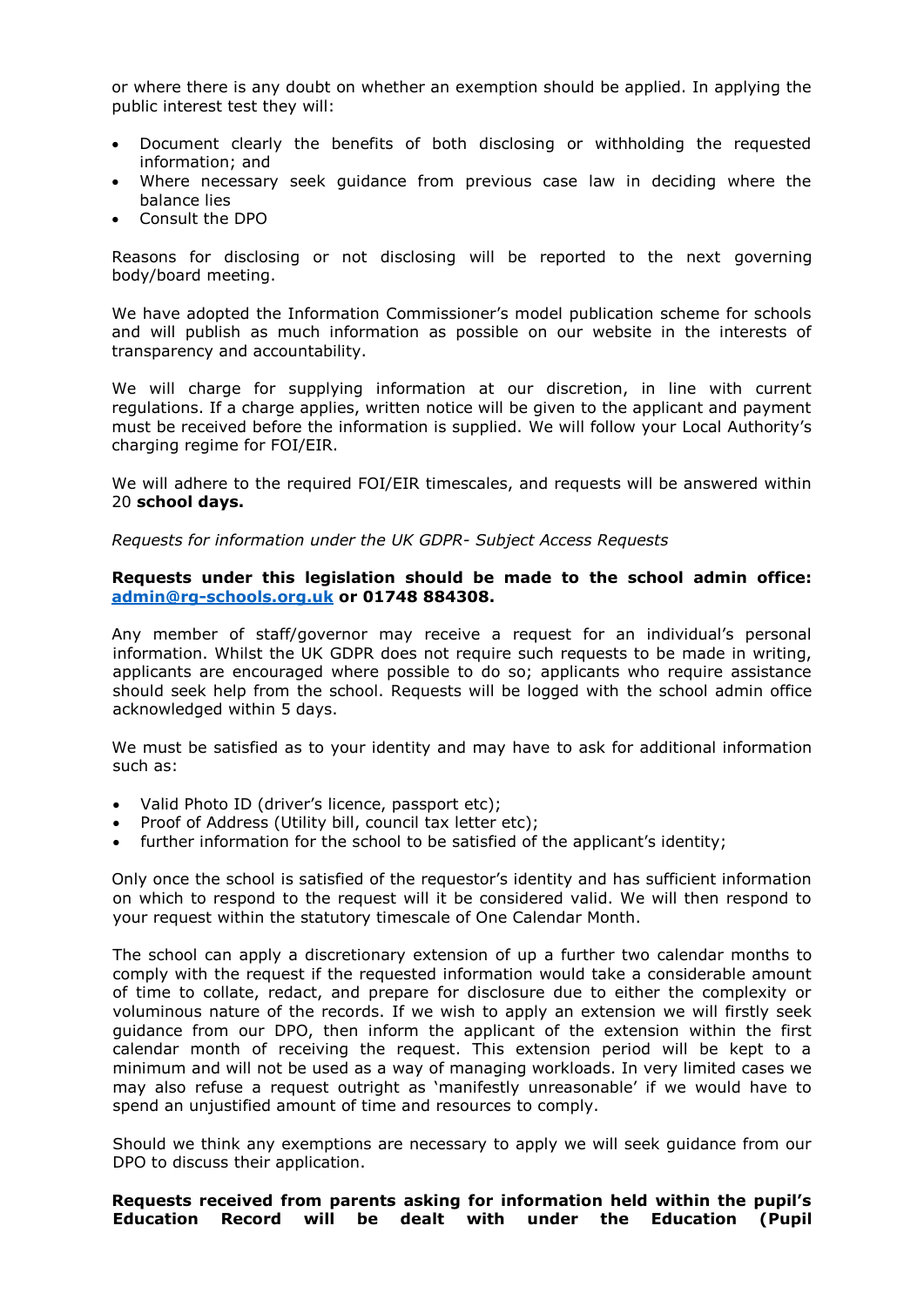or where there is any doubt on whether an exemption should be applied. In applying the public interest test they will:

- Document clearly the benefits of both disclosing or withholding the requested information; and
- Where necessary seek guidance from previous case law in deciding where the balance lies
- Consult the DPO

Reasons for disclosing or not disclosing will be reported to the next governing body/board meeting.

We have adopted the Information Commissioner's model publication scheme for schools and will publish as much information as possible on our website in the interests of transparency and accountability.

We will charge for supplying information at our discretion, in line with current regulations. If a charge applies, written notice will be given to the applicant and payment must be received before the information is supplied. We will follow your Local Authority's charging regime for FOI/EIR.

We will adhere to the required FOI/EIR timescales, and requests will be answered within 20 **school days.**

*Requests for information under the UK GDPR- Subject Access Requests*

**Requests under this legislation should be made to the school admin office: [admin@rg-schools.org.uk](mailto:admin@rg-schools.org.uk) or 01748 884308.**

Any member of staff/governor may receive a request for an individual's personal information. Whilst the UK GDPR does not require such requests to be made in writing, applicants are encouraged where possible to do so; applicants who require assistance should seek help from the school. Requests will be logged with the school admin office acknowledged within 5 days.

We must be satisfied as to your identity and may have to ask for additional information such as:

- Valid Photo ID (driver's licence, passport etc);
- Proof of Address (Utility bill, council tax letter etc);
- further information for the school to be satisfied of the applicant's identity;

Only once the school is satisfied of the requestor's identity and has sufficient information on which to respond to the request will it be considered valid. We will then respond to your request within the statutory timescale of One Calendar Month.

The school can apply a discretionary extension of up a further two calendar months to comply with the request if the requested information would take a considerable amount of time to collate, redact, and prepare for disclosure due to either the complexity or voluminous nature of the records. If we wish to apply an extension we will firstly seek guidance from our DPO, then inform the applicant of the extension within the first calendar month of receiving the request. This extension period will be kept to a minimum and will not be used as a way of managing workloads. In very limited cases we may also refuse a request outright as 'manifestly unreasonable' if we would have to spend an unjustified amount of time and resources to comply.

Should we think any exemptions are necessary to apply we will seek guidance from our DPO to discuss their application.

**Requests received from parents asking for information held within the pupil's Education Record will be dealt with under the Education (Pupil**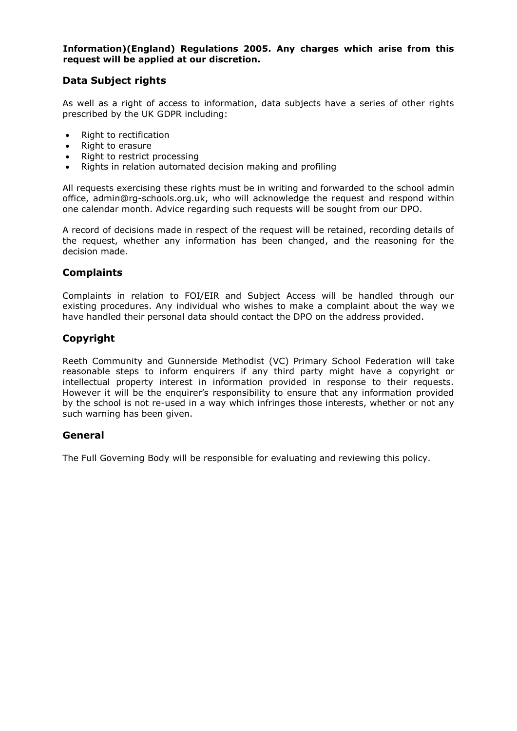**Information)(England) Regulations 2005. Any charges which arise from this request will be applied at our discretion.**

## Data Subject rights

As well as a right of access to information, data subjects have a series of other rights prescribed by the UK GDPR including:

- Right to rectification
- Right to erasure
- Right to restrict processing
- Rights in relation automated decision making and profiling

All requests exercising these rights must be in writing and forwarded to the school admin office, admin@rg-schools.org.uk, who will acknowledge the request and respond within one calendar month. Advice regarding such requests will be sought from our DPO.

A record of decisions made in respect of the request will be retained, recording details of the request, whether any information has been changed, and the reasoning for the decision made.

## Complaints

Complaints in relation to FOI/EIR and Subject Access will be handled through our existing procedures. Any individual who wishes to make a complaint about the way we have handled their personal data should contact the DPO on the address provided.

## Copyright

Reeth Community and Gunnerside Methodist (VC) Primary School Federation will take reasonable steps to inform enquirers if any third party might have a copyright or intellectual property interest in information provided in response to their requests. However it will be the enquirer's responsibility to ensure that any information provided by the school is not re-used in a way which infringes those interests, whether or not any such warning has been given.

## General

The Full Governing Body will be responsible for evaluating and reviewing this policy.